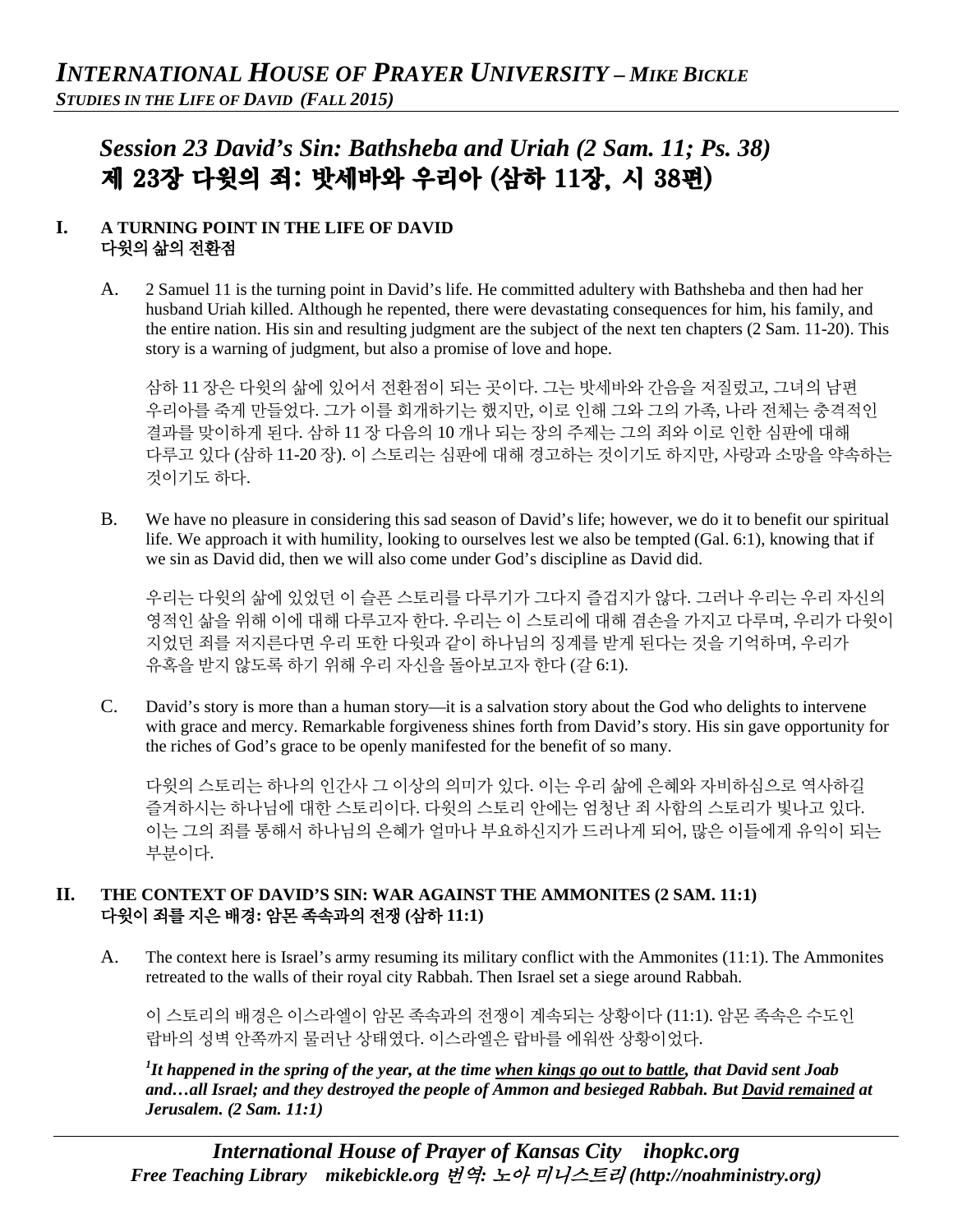# *Session 23 David's Sin: Bathsheba and Uriah (2 Sam. 11; Ps. 38)*
# 제 23장 다윗의 죄: 밧세바와 우리아 (삼하 11장, 시 38편)

## I. A TURNING POINT IN THE LIFE OF DAVID
## 다윗의 삶의 전환점

A. 2 Samuel 11 is the turning point in David's life. He committed adultery with Bathsheba and then had her husband Uriah killed. Although he repented, there were devastating consequences for him, his family, and the entire nation. His sin and resulting judgment are the subject of the next ten chapters (2 Sam. 11-20). This story is a warning of judgment, but also a promise of love and hope.

삼하 11장은 다윗의 삶에 있어서 전환점이 되는 곳이다. 그는 밧세바와 간음을 저질렀고, 그녀의 남편 우리아를 죽게 만들었다. 그가 이를 회개하기는 했지만, 이로 인해 그와 그의 가족, 나라 전체는 충격적인 결과를 맞이하게 된다. 삼하 11장 다음의 10개나 되는 장의 주제는 그의 죄와 이로 인한 심판에 대해 다루고 있다 (삼하 11-20장). 이 스토리는 심판에 대해 경고하는 것이기도 하지만, 사랑과 소망을 약속하는 것이기도 하다.

B. We have no pleasure in considering this sad season of David's life; however, we do it to benefit our spiritual life. We approach it with humility, looking to ourselves lest we also be tempted (Gal. 6:1), knowing that if we sin as David did, then we will also come under God's discipline as David did.

우리는 다윗의 삶에 있었던 이 슬픈 스토리를 다루기가 그다지 즐겁지가 않다. 그러나 우리는 우리 자신의 영적인 삶을 위해 이에 대해 다루고자 한다. 우리는 이 스토리에 대해 겸손을 가지고 다루며, 우리가 다윗이 지었던 죄를 저지른다면 우리 또한 다윗과 같이 하나님의 징계를 받게 된다는 것을 기억하며, 우리가 유혹을 받지 않도록 하기 위해 우리 자신을 돌아보고자 한다 (갈 6:1).

C. David's story is more than a human story—it is a salvation story about the God who delights to intervene with grace and mercy. Remarkable forgiveness shines forth from David's story. His sin gave opportunity for the riches of God's grace to be openly manifested for the benefit of so many.

다윗의 스토리는 하나의 인간사 그 이상의 의미가 있다. 이는 우리 삶에 은혜와 자비하심으로 역사하길 즐겨하시는 하나님에 대한 스토리이다. 다윗의 스토리 안에는 엄청난 죄 사함의 스토리가 빛나고 있다. 이는 그의 죄를 통해서 하나님의 은혜가 얼마나 부요하신지가 드러나게 되어, 많은 이들에게 유익이 되는 부분이다.

## II. THE CONTEXT OF DAVID'S SIN: WAR AGAINST THE AMMONITES (2 SAM. 11:1)
## 다윗이 죄를 지은 배경: 암몬 족속과의 전쟁 (삼하 11:1)

A. The context here is Israel's army resuming its military conflict with the Ammonites (11:1). The Ammonites retreated to the walls of their royal city Rabbah. Then Israel set a siege around Rabbah.

이 스토리의 배경은 이스라엘이 암몬 족속과의 전쟁이 계속되는 상황이다 (11:1). 암몬 족속은 수도인 랍바의 성벽 안쪽까지 물러난 상태였다. 이스라엘은 랍바를 에워싼 상황이었다.

***[1]It happened in the spring of the year, at the time <u>when kings go out to battle</u>, that David sent Joab and…all Israel; and they destroyed the people of Ammon and besieged Rabbah. But <u>David remained</u> at Jerusalem. (2 Sam. 11:1)***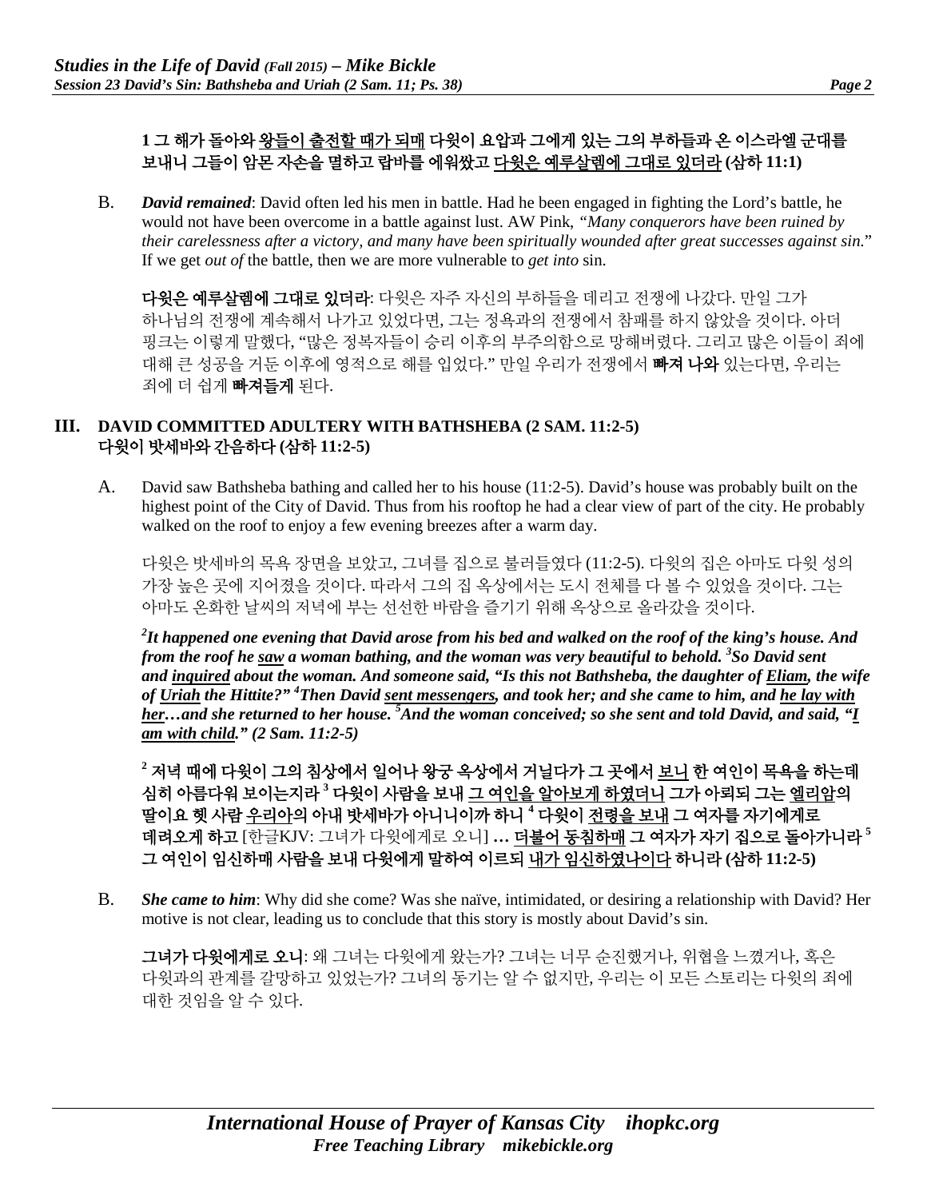**1 그 해가 돌아와 왕들이 출전할 때가 되매 다윗이 요압과 그에게 있는 그의 부하들과 온 이스라엘 군대를 보내니 그들이 암몬 자손을 멸하고 랍바를 에워쌌고 다윗은 예루살렘에 그대로 있더라 (삼하 11:1)**

B. ***David remained***: David often led his men in battle. Had he been engaged in fighting the Lord's battle, he would not have been overcome in a battle against lust. AW Pink, *"Many conquerors have been ruined by their carelessness after a victory, and many have been spiritually wounded after great successes against sin."* If we get *out of* the battle, then we are more vulnerable to *get into* sin.

**다윗은 예루살렘에 그대로 있더라**: 다윗은 자주 자신의 부하들을 데리고 전쟁에 나갔다. 만일 그가 하나님의 전쟁에 계속해서 나가고 있었다면, 그는 정욕과의 전쟁에서 참패를 하지 않았을 것이다. 아더 핑크는 이렇게 말했다, "많은 정복자들이 승리 이후의 부주의함으로 망해버렸다. 그리고 많은 이들이 죄에 대해 큰 성공을 거둔 이후에 영적으로 해를 입었다." 만일 우리가 전쟁에서 **빠져 나와** 있는다면, 우리는 죄에 더 쉽게 **빠져들게** 된다.

## III. DAVID COMMITTED ADULTERY WITH BATHSHEBA (2 SAM. 11:2-5)
## 다윗이 밧세바와 간음하다 (삼하 11:2-5)

A. David saw Bathsheba bathing and called her to his house (11:2-5). David's house was probably built on the highest point of the City of David. Thus from his rooftop he had a clear view of part of the city. He probably walked on the roof to enjoy a few evening breezes after a warm day.

다윗은 밧세바의 목욕 장면을 보았고, 그녀를 집으로 불러들였다 (11:2-5). 다윗의 집은 아마도 다윗 성의 가장 높은 곳에 지어졌을 것이다. 따라서 그의 집 옥상에서는 도시 전체를 다 볼 수 있었을 것이다. 그는 아마도 온화한 날씨의 저녁에 부는 선선한 바람을 즐기기 위해 옥상으로 올라갔을 것이다.

***[2]It happened one evening that David arose from his bed and walked on the roof of the king's house. And from the roof he saw a woman bathing, and the woman was very beautiful to behold. [3]So David sent and inquired about the woman. And someone said, "Is this not Bathsheba, the daughter of Eliam, the wife of Uriah the Hittite?" [4]Then David sent messengers, and took her; and she came to him, and he lay with her…and she returned to her house. [5]And the woman conceived; so she sent and told David, and said, "I am with child." (2 Sam. 11:2-5)***

**[2] 저녁 때에 다윗이 그의 침상에서 일어나 왕궁 옥상에서 거닐다가 그 곳에서 보니 한 여인이 목욕을 하는데 심히 아름다워 보이는지라 [3] 다윗이 사람을 보내 그 여인을 알아보게 하였더니 그가 아뢰되 그는 엘리암의 딸이요 헷 사람 우리아의 아내 밧세바가 아니니이까 하니 [4] 다윗이 전령을 보내 그 여자를 자기에게로 데려오게 하고** [한글KJV: 그녀가 다윗에게로 오니] **… 더불어 동침하매 그 여자가 자기 집으로 돌아가니라 [5] 그 여인이 임신하매 사람을 보내 다윗에게 말하여 이르되 내가 임신하였나이다 하니라 (삼하 11:2-5)**

B. ***She came to him***: Why did she come? Was she naïve, intimidated, or desiring a relationship with David? Her motive is not clear, leading us to conclude that this story is mostly about David's sin.

**그녀가 다윗에게로 오니**: 왜 그녀는 다윗에게 왔는가? 그녀는 너무 순진했거나, 위협을 느꼈거나, 혹은 다윗과의 관계를 갈망하고 있었는가? 그녀의 동기는 알 수 없지만, 우리는 이 모든 스토리는 다윗의 죄에 대한 것임을 알 수 있다.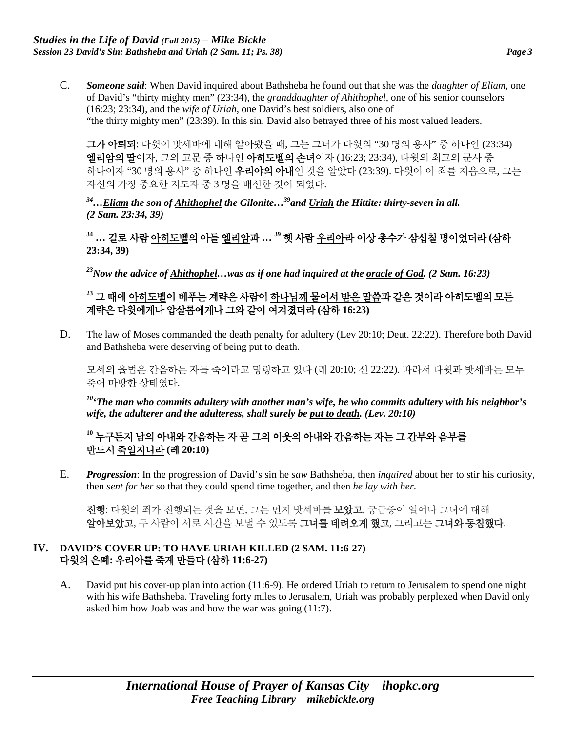C. ***Someone said***: When David inquired about Bathsheba he found out that she was the *daughter of Eliam*, one of David's "thirty mighty men" (23:34), the *granddaughter of Ahithophel*, one of his senior counselors (16:23; 23:34), and the *wife of Uriah*, one David's best soldiers, also one of "the thirty mighty men" (23:39). In this sin, David also betrayed three of his most valued leaders.

**그가 아뢰되**: 다윗이 밧세바에 대해 알아봤을 때, 그는 그녀가 다윗의 "30 명의 용사" 중 하나인 (23:34) **엘리암의 딸**이자, 그의 고문 중 하나인 **아히도벨의 손녀**이자 (16:23; 23:34), 다윗의 최고의 군사 중 하나이자 "30 명의 용사" 중 하나인 **우리야의 아내**인 것을 알았다 (23:39). 다윗이 이 죄를 지음으로, 그는 자신의 가장 중요한 지도자 중 3 명을 배신한 것이 되었다.

***[34]…<u>Eliam</u> the son of <u>Ahithophel</u> the Gilonite…[39]and <u>Uriah</u> the Hittite: thirty-seven in all. (2 Sam. 23:34, 39)***

**[34] … 길로 사람 <u>아히도벨</u>의 아들 <u>엘리암</u>과 … [39] 헷 사람 <u>우리아</u>라 이상 총수가 삼십칠 명이었더라 (삼하 23:34, 39)**

***[23]Now the advice of <u>Ahithophel</u>…was as if one had inquired at the <u>oracle of God</u>. (2 Sam. 16:23)***

**[23] 그 때에 <u>아히도벨</u>이 베푸는 계략은 사람이 <u>하나님께 물어서 받은 말씀</u>과 같은 것이라 아히도벨의 모든 계략은 다윗에게나 압살롬에게나 그와 같이 여겨졌더라 (삼하 16:23)**

D. The law of Moses commanded the death penalty for adultery (Lev 20:10; Deut. 22:22). Therefore both David and Bathsheba were deserving of being put to death.

모세의 율법은 간음하는 자를 죽이라고 명령하고 있다 (레 20:10; 신 22:22). 따라서 다윗과 밧세바는 모두 죽어 마땅한 상태였다.

***[10]'The man who <u>commits adultery</u> with another man's wife, he who commits adultery with his neighbor's wife, the adulterer and the adulteress, shall surely be <u>put to death</u>. (Lev. 20:10)***

**[10] 누구든지 남의 아내와 <u>간음하는 자</u> 곧 그의 이웃의 아내와 간음하는 자는 그 간부와 음부를 반드시 <u>죽일지니라</u> (레 20:10)**

E. ***Progression***: In the progression of David's sin he *saw* Bathsheba, then *inquired* about her to stir his curiosity, then *sent for her* so that they could spend time together, and then *he lay with her*.

**진행**: 다윗의 죄가 진행되는 것을 보면, 그는 먼저 밧세바를 **보았고**, 궁금증이 일어나 그녀에 대해 **알아보았고**, 두 사람이 서로 시간을 보낼 수 있도록 **그녀를 데려오게 했고**, 그리고는 **그녀와 동침했다**.

## IV. DAVID'S COVER UP: TO HAVE URIAH KILLED (2 SAM. 11:6-27) 다윗의 은폐: 우리아를 죽게 만들다 (삼하 11:6-27)

A. David put his cover-up plan into action (11:6-9). He ordered Uriah to return to Jerusalem to spend one night with his wife Bathsheba. Traveling forty miles to Jerusalem, Uriah was probably perplexed when David only asked him how Joab was and how the war was going (11:7).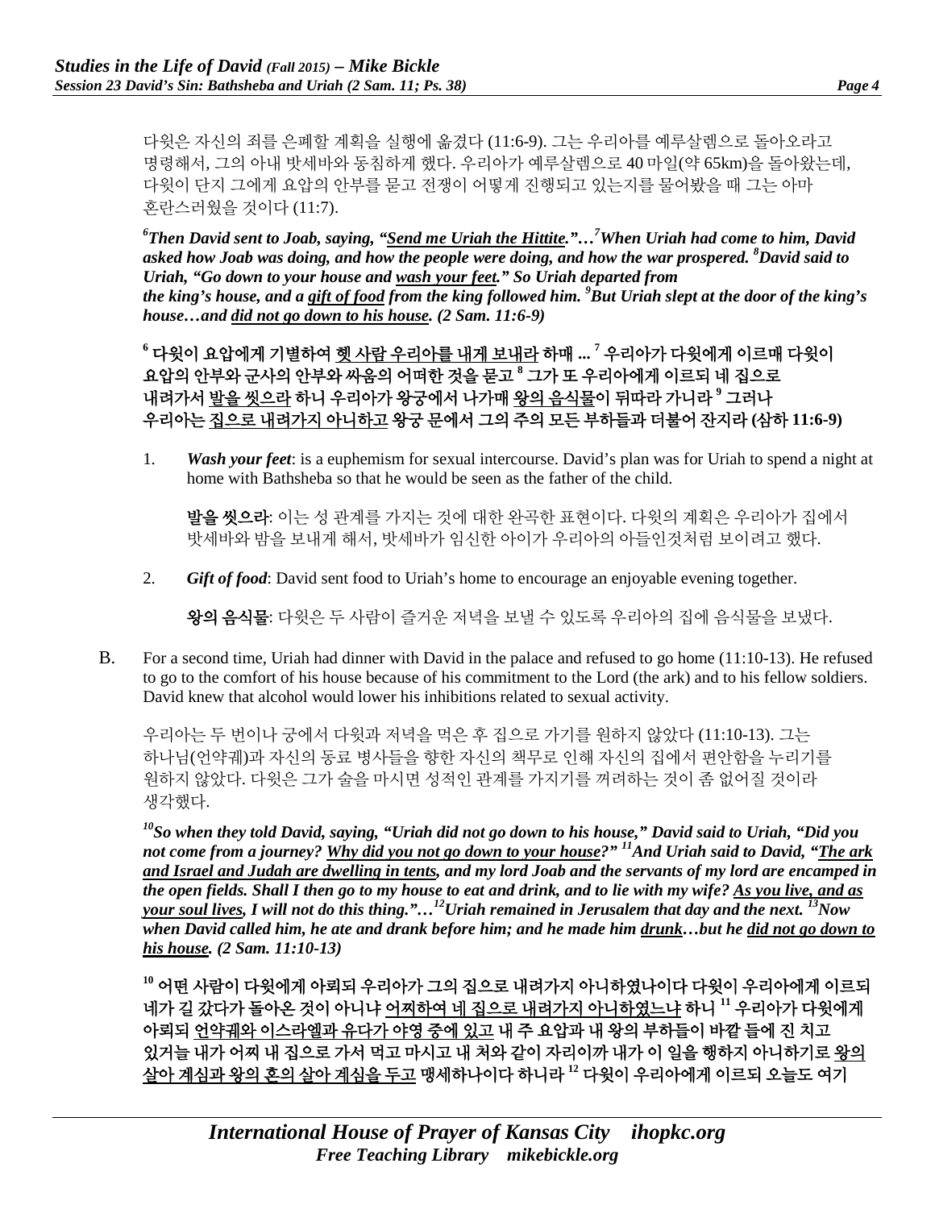다윗은 자신의 죄를 은폐할 계획을 실행에 옮겼다 (11:6-9). 그는 우리아를 예루살렘으로 돌아오라고 명령해서, 그의 아내 밧세바와 동침하게 했다. 우리아가 예루살렘으로 40 마일(약 65km)을 돌아왔는데, 다윗이 단지 그에게 요압의 안부를 묻고 전쟁이 어떻게 진행되고 있는지를 물어봤을 때 그는 아마 혼란스러웠을 것이다 (11:7).

***[6]Then David sent to Joab, saying, "<u>Send me Uriah the Hittite</u>."…[7]When Uriah had come to him, David asked how Joab was doing, and how the people were doing, and how the war prospered. [8]David said to Uriah, "Go down to your house and <u>wash your feet</u>." So Uriah departed from the king's house, and a <u>gift of food</u> from the king followed him. [9]But Uriah slept at the door of the king's house…and <u>did not go down to his house</u>. (2 Sam. 11:6-9)***

**[6] 다윗이 요압에게 기별하여 <u>헷 사람 우리아를 내게 보내라</u> 하매 ... [7] 우리아가 다윗에게 이르매 다윗이 요압의 안부와 군사의 안부와 싸움의 어떠한 것을 묻고 [8] 그가 또 우리아에게 이르되 네 집으로 내려가서 <u>발을 씻으라</u> 하니 우리아가 왕궁에서 나가매 <u>왕의 음식물</u>이 뒤따라 가니라 [9] 그러나 우리아는 <u>집으로 내려가지 아니하고</u> 왕궁 문에서 그의 주의 모든 부하들과 더불어 잔지라 (삼하 11:6-9)**

1. ***Wash your feet***: is a euphemism for sexual intercourse. David's plan was for Uriah to spend a night at home with Bathsheba so that he would be seen as the father of the child.

   **발을 씻으라**: 이는 성 관계를 가지는 것에 대한 완곡한 표현이다. 다윗의 계획은 우리아가 집에서 밧세바와 밤을 보내게 해서, 밧세바가 임신한 아이가 우리아의 아들인것처럼 보이려고 했다.

2. ***Gift of food***: David sent food to Uriah's home to encourage an enjoyable evening together.

   **왕의 음식물**: 다윗은 두 사람이 즐거운 저녁을 보낼 수 있도록 우리아의 집에 음식물을 보냈다.

B. For a second time, Uriah had dinner with David in the palace and refused to go home (11:10-13). He refused to go to the comfort of his house because of his commitment to the Lord (the ark) and to his fellow soldiers. David knew that alcohol would lower his inhibitions related to sexual activity.

우리아는 두 번이나 궁에서 다윗과 저녁을 먹은 후 집으로 가기를 원하지 않았다 (11:10-13). 그는 하나님(언약궤)과 자신의 동료 병사들을 향한 자신의 책무로 인해 자신의 집에서 편안함을 누리기를 원하지 않았다. 다윗은 그가 술을 마시면 성적인 관계를 가지기를 꺼려하는 것이 좀 없어질 것이라 생각했다.

***[10]So when they told David, saying, "Uriah did not go down to his house," David said to Uriah, "Did you not come from a journey? <u>Why did you not go down to your house</u>?" [11]And Uriah said to David, "<u>The ark and Israel and Judah are dwelling in tents</u>, and my lord Joab and the servants of my lord are encamped in the open fields. Shall I then go to my house to eat and drink, and to lie with my wife? <u>As you live, and as your soul lives</u>, I will not do this thing."…[12]Uriah remained in Jerusalem that day and the next. [13]Now when David called him, he ate and drank before him; and he made him <u>drunk</u>…but he <u>did not go down to his house</u>. (2 Sam. 11:10-13)***

**[10] 어떤 사람이 다윗에게 아뢰되 우리아가 그의 집으로 내려가지 아니하였나이다 다윗이 우리아에게 이르되 네가 길 갔다가 돌아온 것이 아니냐 <u>어찌하여 네 집으로 내려가지 아니하였느냐</u> 하니 [11] 우리아가 다윗에게 아뢰되 <u>언약궤와 이스라엘과 유다가 야영 중에 있고</u> 내 주 요압과 내 왕의 부하들이 바깥 들에 진 치고 있거늘 내가 어찌 내 집으로 가서 먹고 마시고 내 처와 같이 자리이까 내가 이 일을 행하지 아니하기로 <u>왕의 살아 계심과 왕의 혼의 살아 계심을 두고</u> 맹세하나이다 하니라 [12] 다윗이 우리아에게 이르되 오늘도 여기**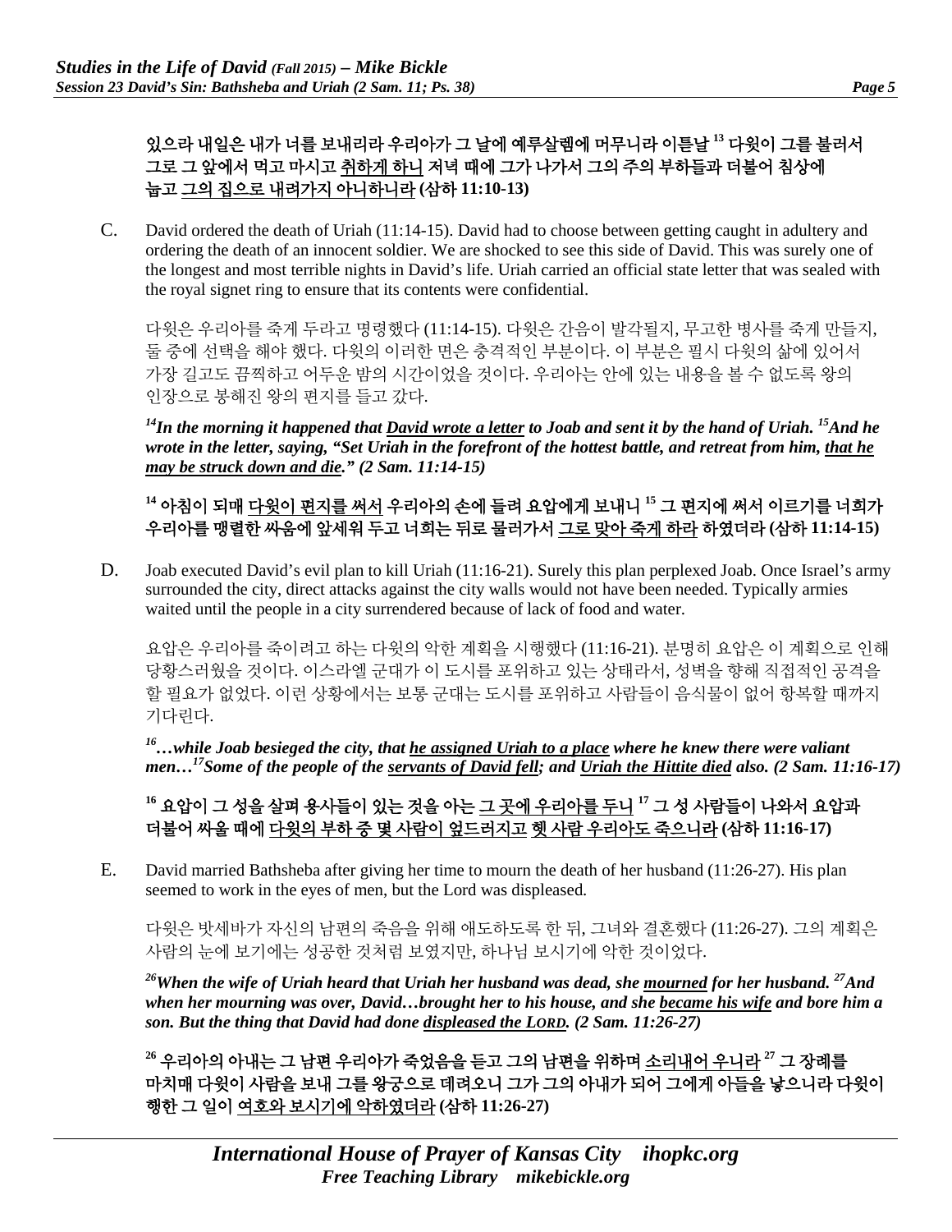**있으라 내일은 내가 너를 보내리라 우리아가 그 날에 예루살렘에 머무니라 이튿날 [13] 다윗이 그를 불러서 그로 그 앞에서 먹고 마시고 <u>취하게 하니</u> 저녁 때에 그가 나가서 그의 주의 부하들과 더불어 침상에 눕고 <u>그의 집으로 내려가지 아니하니라</u> (삼하 11:10-13)**

C. David ordered the death of Uriah (11:14-15). David had to choose between getting caught in adultery and ordering the death of an innocent soldier. We are shocked to see this side of David. This was surely one of the longest and most terrible nights in David's life. Uriah carried an official state letter that was sealed with the royal signet ring to ensure that its contents were confidential.

다윗은 우리아를 죽게 두라고 명령했다 (11:14-15). 다윗은 간음이 발각될지, 무고한 병사를 죽게 만들지, 둘 중에 선택을 해야 했다. 다윗의 이러한 면은 충격적인 부분이다. 이 부분은 필시 다윗의 삶에 있어서 가장 길고도 끔찍하고 어두운 밤의 시간이었을 것이다. 우리아는 안에 있는 내용을 볼 수 없도록 왕의 인장으로 봉해진 왕의 편지를 들고 갔다.

***[14]In the morning it happened that <u>David wrote a letter</u> to Joab and sent it by the hand of Uriah. [15]And he wrote in the letter, saying, "Set Uriah in the forefront of the hottest battle, and retreat from him, <u>that he may be struck down and die</u>." (2 Sam. 11:14-15)***

**[14] 아침이 되매 <u>다윗이 편지를 써서</u> 우리아의 손에 들려 요압에게 보내니 [15] 그 편지에 써서 이르기를 너희가 우리아를 맹렬한 싸움에 앞세워 두고 너희는 뒤로 물러가서 <u>그로 맞아 죽게 하라</u> 하였더라 (삼하 11:14-15)**

D. Joab executed David's evil plan to kill Uriah (11:16-21). Surely this plan perplexed Joab. Once Israel's army surrounded the city, direct attacks against the city walls would not have been needed. Typically armies waited until the people in a city surrendered because of lack of food and water.

요압은 우리아를 죽이려고 하는 다윗의 악한 계획을 시행했다 (11:16-21). 분명히 요압은 이 계획으로 인해 당황스러웠을 것이다. 이스라엘 군대가 이 도시를 포위하고 있는 상태라서, 성벽을 향해 직접적인 공격을 할 필요가 없었다. 이런 상황에서는 보통 군대는 도시를 포위하고 사람들이 음식물이 없어 항복할 때까지 기다린다.

***[16]…while Joab besieged the city, that <u>he assigned Uriah to a place</u> where he knew there were valiant men…[17]Some of the people of the <u>servants of David fell</u>; and <u>Uriah the Hittite died</u> also. (2 Sam. 11:16-17)***

**[16] 요압이 그 성을 살펴 용사들이 있는 것을 아는 <u>그 곳에 우리아를 두니</u> [17] 그 성 사람들이 나와서 요압과 더불어 싸울 때에 <u>다윗의 부하 중 몇 사람이 엎드러지고</u> <u>헷 사람 우리아도 죽으니라</u> (삼하 11:16-17)**

E. David married Bathsheba after giving her time to mourn the death of her husband (11:26-27). His plan seemed to work in the eyes of men, but the Lord was displeased.

다윗은 밧세바가 자신의 남편의 죽음을 위해 애도하도록 한 뒤, 그녀와 결혼했다 (11:26-27). 그의 계획은 사람의 눈에 보기에는 성공한 것처럼 보였지만, 하나님 보시기에 악한 것이었다.

***[26]When the wife of Uriah heard that Uriah her husband was dead, she <u>mourned</u> for her husband. [27]And when her mourning was over, David…brought her to his house, and she <u>became his wife</u> and bore him a son. But the thing that David had done <u>displeased the LORD</u>. (2 Sam. 11:26-27)***

**[26] 우리아의 아내는 그 남편 우리아가 죽었음을 듣고 그의 남편을 위하며 <u>소리내어 우니라</u> [27] 그 장례를 마치매 다윗이 사람을 보내 그를 왕궁으로 데려오니 그가 그의 아내가 되어 그에게 아들을 낳으니라 다윗이 행한 그 일이 <u>여호와 보시기에 악하였더라</u> (삼하 11:26-27)**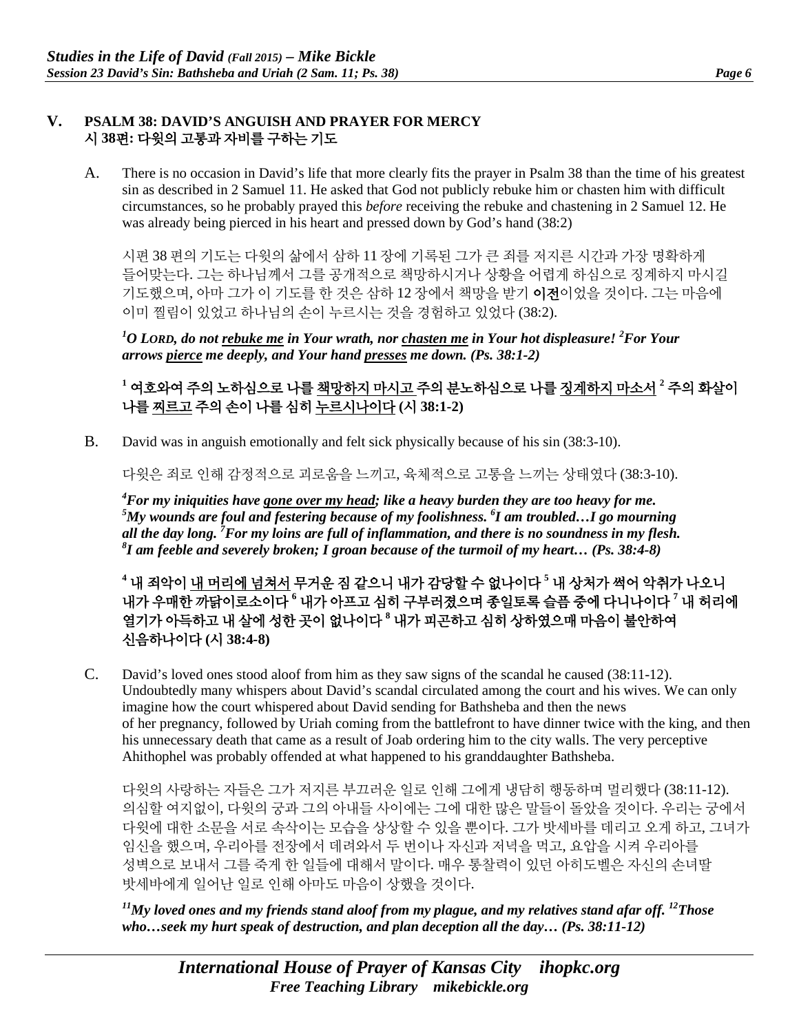## V. PSALM 38: DAVID'S ANGUISH AND PRAYER FOR MERCY
## 시 38편: 다윗의 고통과 자비를 구하는 기도

A. There is no occasion in David's life that more clearly fits the prayer in Psalm 38 than the time of his greatest sin as described in 2 Samuel 11. He asked that God not publicly rebuke him or chasten him with difficult circumstances, so he probably prayed this *before* receiving the rebuke and chastening in 2 Samuel 12. He was already being pierced in his heart and pressed down by God's hand (38:2)

시편 38 편의 기도는 다윗의 삶에서 삼하 11 장에 기록된 그가 큰 죄를 저지른 시간과 가장 명확하게 들어맞는다. 그는 하나님께서 그를 공개적으로 책망하시거나 상황을 어렵게 하심으로 징계하지 마시길 기도했으며, 아마 그가 이 기도를 한 것은 삼하 12 장에서 책망을 받기 **이전**이었을 것이다. 그는 마음에 이미 찔림이 있었고 하나님의 손이 누르시는 것을 경험하고 있었다 (38:2).

***[1]O LORD, do not <u>rebuke me</u> in Your wrath, nor <u>chasten me</u> in Your hot displeasure! [2]For Your arrows <u>pierce</u> me deeply, and Your hand <u>presses</u> me down. (Ps. 38:1-2)***

**[1] 여호와여 주의 노하심으로 나를 <u>책망하지 마시고</u> 주의 분노하심으로 나를 <u>징계하지 마소서</u> [2] 주의 화살이 나를 <u>찌르고</u> 주의 손이 나를 심히 <u>누르시나이다</u> (시 38:1-2)**

B. David was in anguish emotionally and felt sick physically because of his sin (38:3-10).

다윗은 죄로 인해 감정적으로 괴로움을 느끼고, 육체적으로 고통을 느끼는 상태였다 (38:3-10).

***[4]For my iniquities have <u>gone over my head</u>; like a heavy burden they are too heavy for me. [5]My wounds are foul and festering because of my foolishness. [6]I am troubled…I go mourning all the day long. [7]For my loins are full of inflammation, and there is no soundness in my flesh. [8]I am feeble and severely broken; I groan because of the turmoil of my heart… (Ps. 38:4-8)***

**[4] 내 죄악이 <u>내 머리에 넘쳐서</u> 무거운 짐 같으니 내가 감당할 수 없나이다 [5] 내 상처가 썩어 악취가 나오니 내가 우매한 까닭이로소이다 [6] 내가 아프고 심히 구부러졌으며 종일토록 슬픔 중에 다니나이다 [7] 내 허리에 열기가 아득하고 내 살에 성한 곳이 없나이다 [8] 내가 피곤하고 심히 상하였으매 마음이 불안하여 신음하나이다 (시 38:4-8)**

C. David's loved ones stood aloof from him as they saw signs of the scandal he caused (38:11-12). Undoubtedly many whispers about David's scandal circulated among the court and his wives. We can only imagine how the court whispered about David sending for Bathsheba and then the news of her pregnancy, followed by Uriah coming from the battlefront to have dinner twice with the king, and then his unnecessary death that came as a result of Joab ordering him to the city walls. The very perceptive Ahithophel was probably offended at what happened to his granddaughter Bathsheba.

다윗의 사랑하는 자들은 그가 저지른 부끄러운 일로 인해 그에게 냉담히 행동하며 멀리했다 (38:11-12). 의심할 여지없이, 다윗의 궁과 그의 아내들 사이에는 그에 대한 많은 말들이 돌았을 것이다. 우리는 궁에서 다윗에 대한 소문을 서로 속삭이는 모습을 상상할 수 있을 뿐이다. 그가 밧세바를 데리고 오게 하고, 그녀가 임신을 했으며, 우리아를 전장에서 데려와서 두 번이나 자신과 저녁을 먹고, 요압을 시켜 우리아를 성벽으로 보내서 그를 죽게 한 일들에 대해서 말이다. 매우 통찰력이 있던 아히도벨은 자신의 손녀딸 밧세바에게 일어난 일로 인해 아마도 마음이 상했을 것이다.

***[11]My loved ones and my friends stand aloof from my plague, and my relatives stand afar off. [12]Those who…seek my hurt speak of destruction, and plan deception all the day… (Ps. 38:11-12)***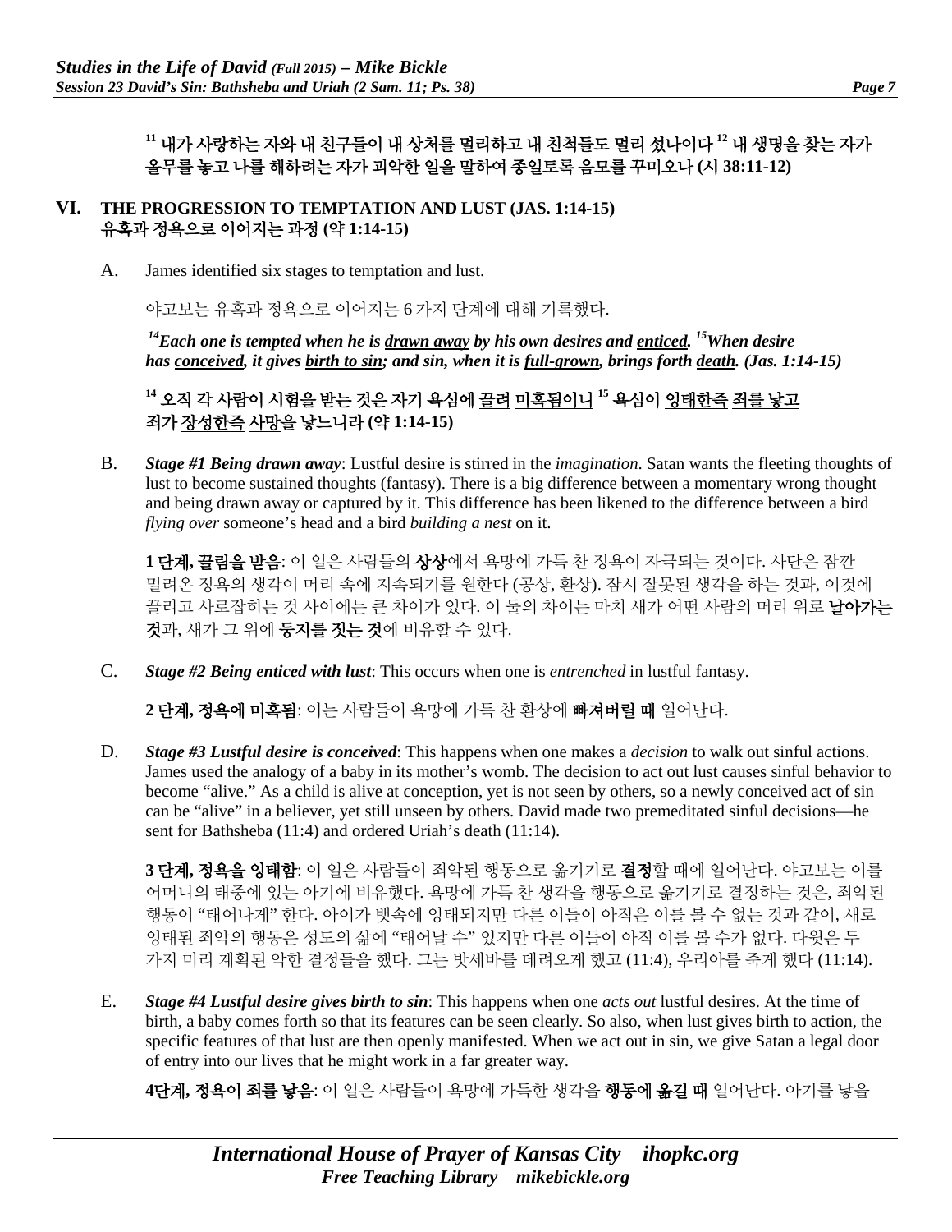**[11] 내가 사랑하는 자와 내 친구들이 내 상처를 멀리하고 내 친척들도 멀리 섰나이다 [12] 내 생명을 찾는 자가 올무를 놓고 나를 해하려는 자가 괴악한 일을 말하여 종일토록 음모를 꾸미오나 (시 38:11-12)**

## VI. THE PROGRESSION TO TEMPTATION AND LUST (JAS. 1:14-15) 유혹과 정욕으로 이어지는 과정 (약 1:14-15)

A. James identified six stages to temptation and lust.

야고보는 유혹과 정욕으로 이어지는 6 가지 단계에 대해 기록했다.

***[14]Each one is tempted when he is <u>drawn away</u> by his own desires and <u>enticed</u>. [15]When desire has <u>conceived</u>, it gives <u>birth to sin</u>; and sin, when it is <u>full-grown</u>, brings forth <u>death</u>. (Jas. 1:14-15)***

**[14] 오직 각 사람이 시험을 받는 것은 자기 욕심에 <u>끌려</u> <u>미혹됨이니</u> [15] 욕심이 <u>잉태한즉</u> <u>죄를 낳고</u> 죄가 <u>장성한즉</u> <u>사망</u>을 낳느니라 (약 1:14-15)**

B. ***Stage #1 Being drawn away***: Lustful desire is stirred in the *imagination*. Satan wants the fleeting thoughts of lust to become sustained thoughts (fantasy). There is a big difference between a momentary wrong thought and being drawn away or captured by it. This difference has been likened to the difference between a bird *flying over* someone's head and a bird *building a nest* on it.

**1 단계, 끌림을 받음**: 이 일은 사람들의 **상상**에서 욕망에 가득 찬 정욕이 자극되는 것이다. 사단은 잠깐 밀려온 정욕의 생각이 머리 속에 지속되기를 원한다 (공상, 환상). 잠시 잘못된 생각을 하는 것과, 이것에 끌리고 사로잡히는 것 사이에는 큰 차이가 있다. 이 둘의 차이는 마치 새가 어떤 사람의 머리 위로 **날아가는 것**과, 새가 그 위에 **둥지를 짓는 것**에 비유할 수 있다.

C. ***Stage #2 Being enticed with lust***: This occurs when one is *entrenched* in lustful fantasy.

**2 단계, 정욕에 미혹됨**: 이는 사람들이 욕망에 가득 찬 환상에 **빠져버릴 때** 일어난다.

D. ***Stage #3 Lustful desire is conceived***: This happens when one makes a *decision* to walk out sinful actions. James used the analogy of a baby in its mother's womb. The decision to act out lust causes sinful behavior to become "alive." As a child is alive at conception, yet is not seen by others, so a newly conceived act of sin can be "alive" in a believer, yet still unseen by others. David made two premeditated sinful decisions—he sent for Bathsheba (11:4) and ordered Uriah's death (11:14).

**3 단계, 정욕을 잉태함**: 이 일은 사람들이 죄악된 행동으로 옮기기로 **결정**할 때에 일어난다. 야고보는 이를 어머니의 태중에 있는 아기에 비유했다. 욕망에 가득 찬 생각을 행동으로 옮기기로 결정하는 것은, 죄악된 행동이 "태어나게" 한다. 아이가 뱃속에 잉태되지만 다른 이들이 아직은 이를 볼 수 없는 것과 같이, 새로 잉태된 죄악의 행동은 성도의 삶에 "태어날 수" 있지만 다른 이들이 아직 이를 볼 수가 없다. 다윗은 두 가지 미리 계획된 악한 결정들을 했다. 그는 밧세바를 데려오게 했고 (11:4), 우리아를 죽게 했다 (11:14).

E. ***Stage #4 Lustful desire gives birth to sin***: This happens when one *acts out* lustful desires. At the time of birth, a baby comes forth so that its features can be seen clearly. So also, when lust gives birth to action, the specific features of that lust are then openly manifested. When we act out in sin, we give Satan a legal door of entry into our lives that he might work in a far greater way.

**4단계, 정욕이 죄를 낳음**: 이 일은 사람들이 욕망에 가득한 생각을 **행동에 옮길 때** 일어난다. 아기를 낳을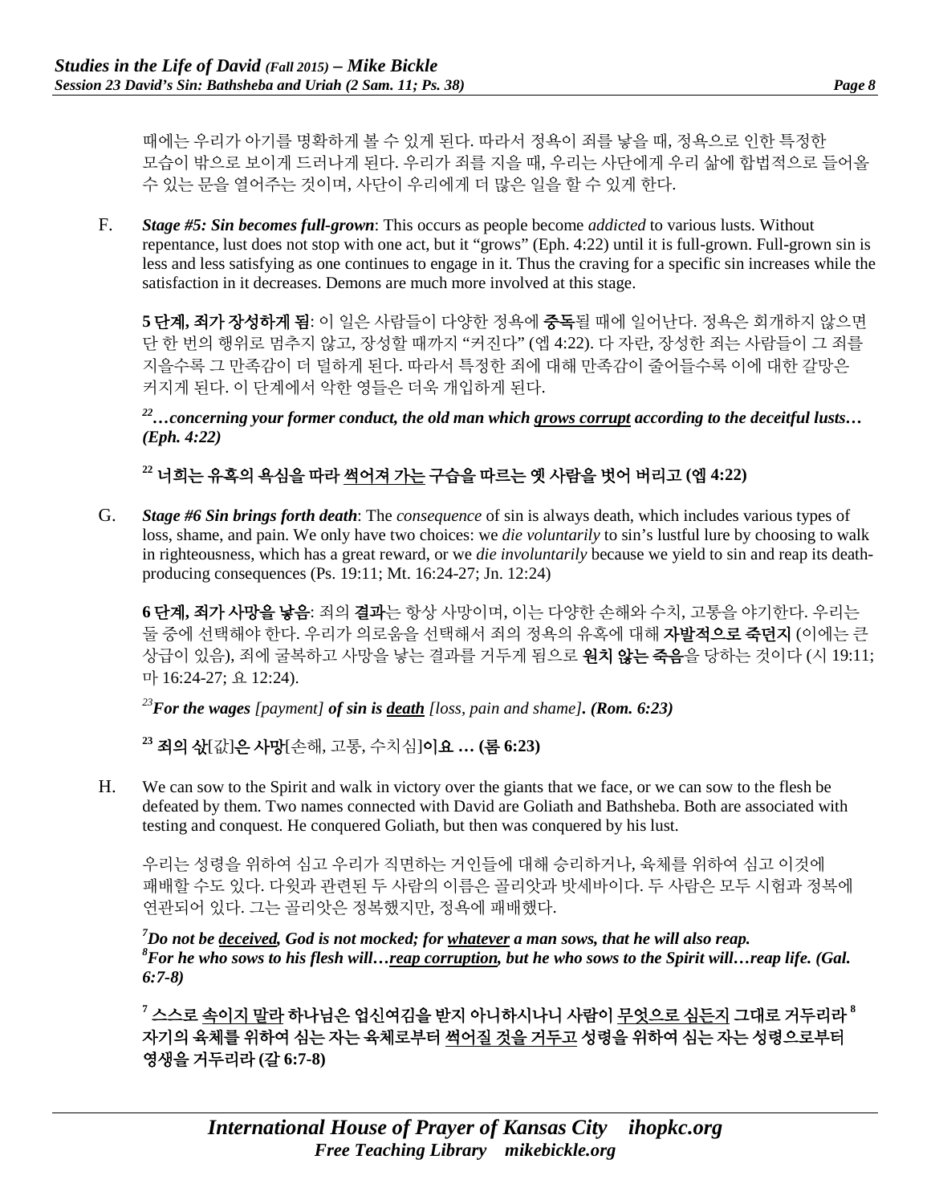때에는 우리가 아기를 명확하게 볼 수 있게 된다. 따라서 정욕이 죄를 낳을 때, 정욕으로 인한 특정한 모습이 밖으로 보이게 드러나게 된다. 우리가 죄를 지을 때, 우리는 사단에게 우리 삶에 합법적으로 들어올 수 있는 문을 열어주는 것이며, 사단이 우리에게 더 많은 일을 할 수 있게 한다.

F. ***Stage #5: Sin becomes full-grown***: This occurs as people become *addicted* to various lusts. Without repentance, lust does not stop with one act, but it "grows" (Eph. 4:22) until it is full-grown. Full-grown sin is less and less satisfying as one continues to engage in it. Thus the craving for a specific sin increases while the satisfaction in it decreases. Demons are much more involved at this stage.

**5 단계, 죄가 장성하게 됨**: 이 일은 사람들이 다양한 정욕에 **중독**될 때에 일어난다. 정욕은 회개하지 않으면 단 한 번의 행위로 멈추지 않고, 장성할 때까지 "커진다" (엡 4:22). 다 자란, 장성한 죄는 사람들이 그 죄를 지을수록 그 만족감이 더 덜하게 된다. 따라서 특정한 죄에 대해 만족감이 줄어들수록 이에 대한 갈망은 커지게 된다. 이 단계에서 악한 영들은 더욱 개입하게 된다.

***[22]…concerning your former conduct, the old man which <u>grows corrupt</u> according to the deceitful lusts… (Eph. 4:22)***

**[22] 너희는 유혹의 욕심을 따라 <u>썩어져 가는</u> 구습을 따르는 옛 사람을 벗어 버리고 (엡 4:22)**

G. ***Stage #6 Sin brings forth death***: The *consequence* of sin is always death, which includes various types of loss, shame, and pain. We only have two choices: we *die voluntarily* to sin's lustful lure by choosing to walk in righteousness, which has a great reward, or we *die involuntarily* because we yield to sin and reap its death-producing consequences (Ps. 19:11; Mt. 16:24-27; Jn. 12:24)

**6 단계, 죄가 사망을 낳음**: 죄의 **결과**는 항상 사망이며, 이는 다양한 손해와 수치, 고통을 야기한다. 우리는 둘 중에 선택해야 한다. 우리가 의로움을 선택해서 죄의 정욕의 유혹에 대해 **자발적으로 죽던지** (이에는 큰 상급이 있음), 죄에 굴복하고 사망을 낳는 결과를 거두게 됨으로 **원치 않는 죽음**을 당하는 것이다 (시 19:11; 마 16:24-27; 요 12:24).

***[23]For the wages** [payment] **of sin is <u>death</u>** [loss, pain and shame]**. (Rom. 6:23)***

**[23] 죄의 삯**[값]**은 사망**[손해, 고통, 수치심]**이요 … (롬 6:23)**

H. We can sow to the Spirit and walk in victory over the giants that we face, or we can sow to the flesh be defeated by them. Two names connected with David are Goliath and Bathsheba. Both are associated with testing and conquest. He conquered Goliath, but then was conquered by his lust.

우리는 성령을 위하여 심고 우리가 직면하는 거인들에 대해 승리하거나, 육체를 위하여 심고 이것에 패배할 수도 있다. 다윗과 관련된 두 사람의 이름은 골리앗과 밧세바이다. 두 사람은 모두 시험과 정복에 연관되어 있다. 그는 골리앗은 정복했지만, 정욕에 패배했다.

***[7]Do not be <u>deceived</u>, God is not mocked; for <u>whatever</u> a man sows, that he will also reap.***
***[8]For he who sows to his flesh will…<u>reap corruption</u>, but he who sows to the Spirit will…reap life. (Gal. 6:7-8)***

**[7] 스스로 <u>속이지 말라</u> 하나님은 업신여김을 받지 아니하시나니 사람이 <u>무엇으로 심든지</u> 그대로 거두리라 [8] 자기의 육체를 위하여 심는 자는 육체로부터 <u>썩어질 것을 거두고</u> 성령을 위하여 심는 자는 성령으로부터 영생을 거두리라 (갈 6:7-8)**